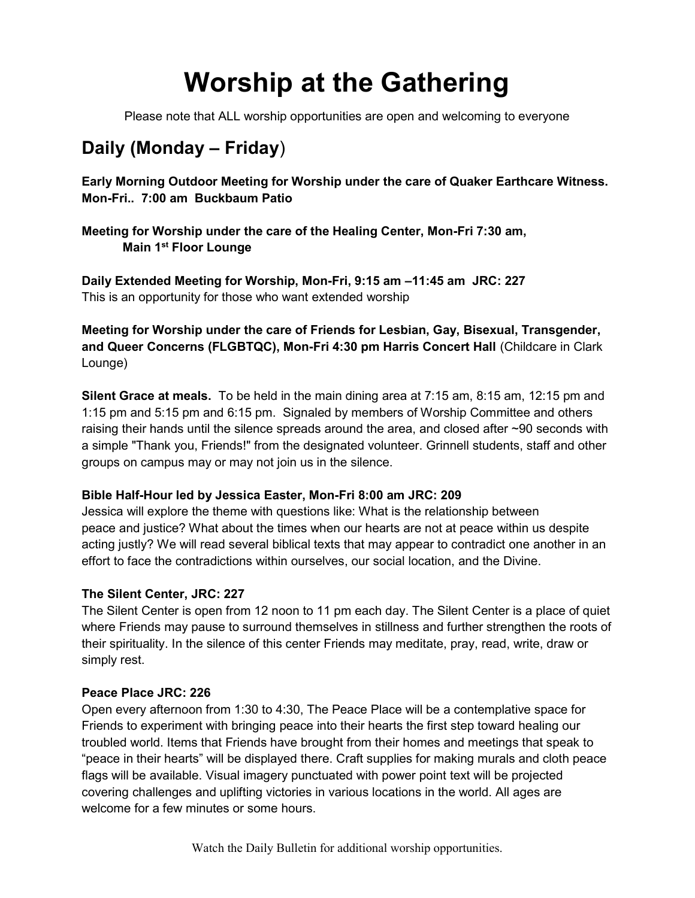# Worship at the Gathering

Please note that ALL worship opportunities are open and welcoming to everyone

## Daily (Monday – Friday)

**Early Morning Outdoor Meeting for Worship under the care of Quaker Earthcare Witness. Mon-Fri.. 7:00 am Buckbaum Patio**

**Meeting for Worship under the care of the Healing Center, Mon-Fri 7:30 am, Main 1st Floor Lounge**

**Daily Extended Meeting for Worship, Mon-Fri, 9:15 am –11:45 am JRC: 227**
This is an opportunity for those who want extended worship

**Meeting for Worship under the care of Friends for Lesbian, Gay, Bisexual, Transgender, and Queer Concerns (FLGBTQC), Mon-Fri 4:30 pm Harris Concert Hall** (Childcare in Clark Lounge)

**Silent Grace at meals.** To be held in the main dining area at 7:15 am, 8:15 am, 12:15 pm and 1:15 pm and 5:15 pm and 6:15 pm. Signaled by members of Worship Committee and others raising their hands until the silence spreads around the area, and closed after ~90 seconds with a simple "Thank you, Friends!" from the designated volunteer. Grinnell students, staff and other groups on campus may or may not join us in the silence.

**Bible Half-Hour led by Jessica Easter, Mon-Fri 8:00 am JRC: 209**
Jessica will explore the theme with questions like: What is the relationship between peace and justice? What about the times when our hearts are not at peace within us despite acting justly? We will read several biblical texts that may appear to contradict one another in an effort to face the contradictions within ourselves, our social location, and the Divine.

**The Silent Center, JRC: 227**
The Silent Center is open from 12 noon to 11 pm each day. The Silent Center is a place of quiet where Friends may pause to surround themselves in stillness and further strengthen the roots of their spirituality. In the silence of this center Friends may meditate, pray, read, write, draw or simply rest.

**Peace Place JRC: 226**
Open every afternoon from 1:30 to 4:30, The Peace Place will be a contemplative space for Friends to experiment with bringing peace into their hearts the first step toward healing our troubled world. Items that Friends have brought from their homes and meetings that speak to "peace in their hearts" will be displayed there. Craft supplies for making murals and cloth peace flags will be available. Visual imagery punctuated with power point text will be projected covering challenges and uplifting victories in various locations in the world. All ages are welcome for a few minutes or some hours.

Watch the Daily Bulletin for additional worship opportunities.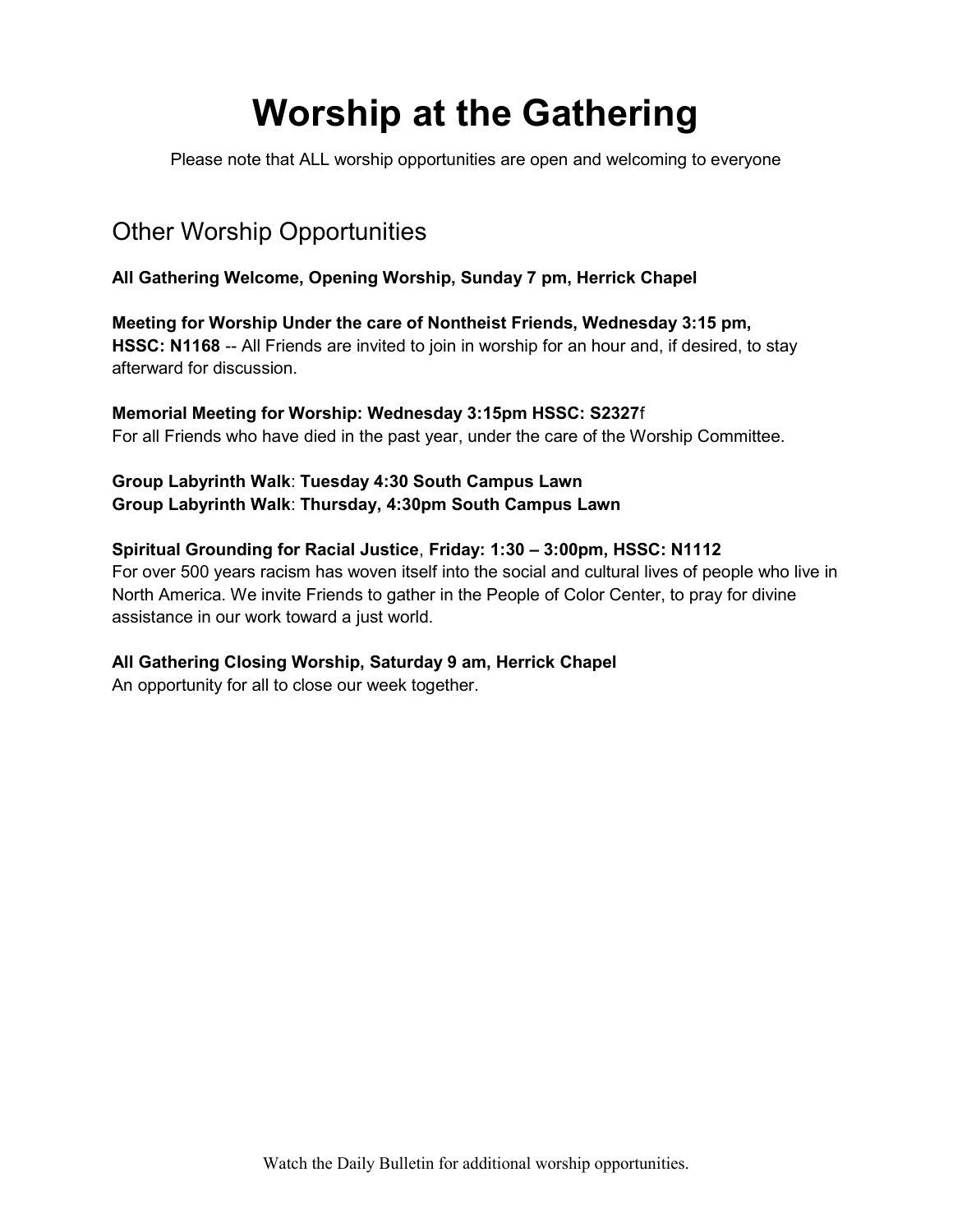# Worship at the Gathering

Please note that ALL worship opportunities are open and welcoming to everyone

## Other Worship Opportunities

**All Gathering Welcome, Opening Worship, Sunday 7 pm, Herrick Chapel**

**Meeting for Worship Under the care of Nontheist Friends, Wednesday 3:15 pm, HSSC: N1168** -- All Friends are invited to join in worship for an hour and, if desired, to stay afterward for discussion.

**Memorial Meeting for Worship: Wednesday 3:15pm HSSC: S2327**f
For all Friends who have died in the past year, under the care of the Worship Committee.

**Group Labyrinth Walk**: **Tuesday 4:30 South Campus Lawn**
**Group Labyrinth Walk**: **Thursday, 4:30pm South Campus Lawn**

**Spiritual Grounding for Racial Justice**, **Friday: 1:30 – 3:00pm, HSSC: N1112**
For over 500 years racism has woven itself into the social and cultural lives of people who live in North America. We invite Friends to gather in the People of Color Center, to pray for divine assistance in our work toward a just world.

**All Gathering Closing Worship, Saturday 9 am, Herrick Chapel**
An opportunity for all to close our week together.

Watch the Daily Bulletin for additional worship opportunities.